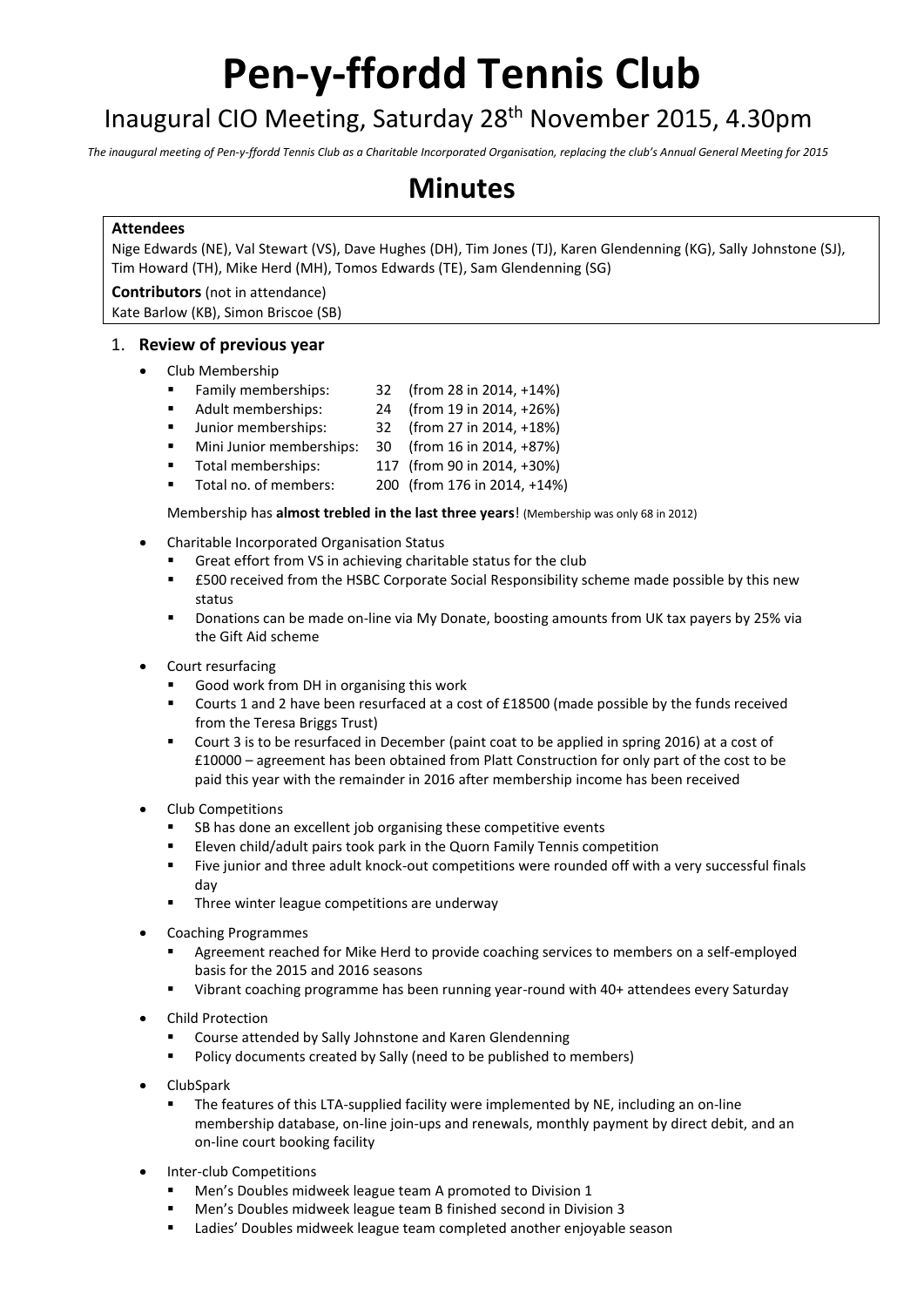# Pen-y-ffordd Tennis Club

## Inaugural CIO Meeting, Saturday 28th November 2015, 4.30pm

*The inaugural meeting of Pen-y-ffordd Tennis Club as a Charitable Incorporated Organisation, replacing the club's Annual General Meeting for 2015*

# Minutes

**Attendees**
Nige Edwards (NE), Val Stewart (VS), Dave Hughes (DH), Tim Jones (TJ), Karen Glendenning (KG), Sally Johnstone (SJ), Tim Howard (TH), Mike Herd (MH), Tomos Edwards (TE), Sam Glendenning (SG)

**Contributors** (not in attendance)
Kate Barlow (KB), Simon Briscoe (SB)

1. **Review of previous year**

- Club Membership
  - Family memberships: 32 (from 28 in 2014, +14%)
  - Adult memberships: 24 (from 19 in 2014, +26%)
  - Junior memberships: 32 (from 27 in 2014, +18%)
  - Mini Junior memberships: 30 (from 16 in 2014, +87%)
  - Total memberships: 117 (from 90 in 2014, +30%)
  - Total no. of members: 200 (from 176 in 2014, +14%)

  Membership has **almost trebled in the last three years**! (Membership was only 68 in 2012)

- Charitable Incorporated Organisation Status
  - Great effort from VS in achieving charitable status for the club
  - £500 received from the HSBC Corporate Social Responsibility scheme made possible by this new status
  - Donations can be made on-line via My Donate, boosting amounts from UK tax payers by 25% via the Gift Aid scheme

- Court resurfacing
  - Good work from DH in organising this work
  - Courts 1 and 2 have been resurfaced at a cost of £18500 (made possible by the funds received from the Teresa Briggs Trust)
  - Court 3 is to be resurfaced in December (paint coat to be applied in spring 2016) at a cost of £10000 – agreement has been obtained from Platt Construction for only part of the cost to be paid this year with the remainder in 2016 after membership income has been received

- Club Competitions
  - SB has done an excellent job organising these competitive events
  - Eleven child/adult pairs took park in the Quorn Family Tennis competition
  - Five junior and three adult knock-out competitions were rounded off with a very successful finals day
  - Three winter league competitions are underway

- Coaching Programmes
  - Agreement reached for Mike Herd to provide coaching services to members on a self-employed basis for the 2015 and 2016 seasons
  - Vibrant coaching programme has been running year-round with 40+ attendees every Saturday

- Child Protection
  - Course attended by Sally Johnstone and Karen Glendenning
  - Policy documents created by Sally (need to be published to members)

- ClubSpark
  - The features of this LTA-supplied facility were implemented by NE, including an on-line membership database, on-line join-ups and renewals, monthly payment by direct debit, and an on-line court booking facility

- Inter-club Competitions
  - Men's Doubles midweek league team A promoted to Division 1
  - Men's Doubles midweek league team B finished second in Division 3
  - Ladies' Doubles midweek league team completed another enjoyable season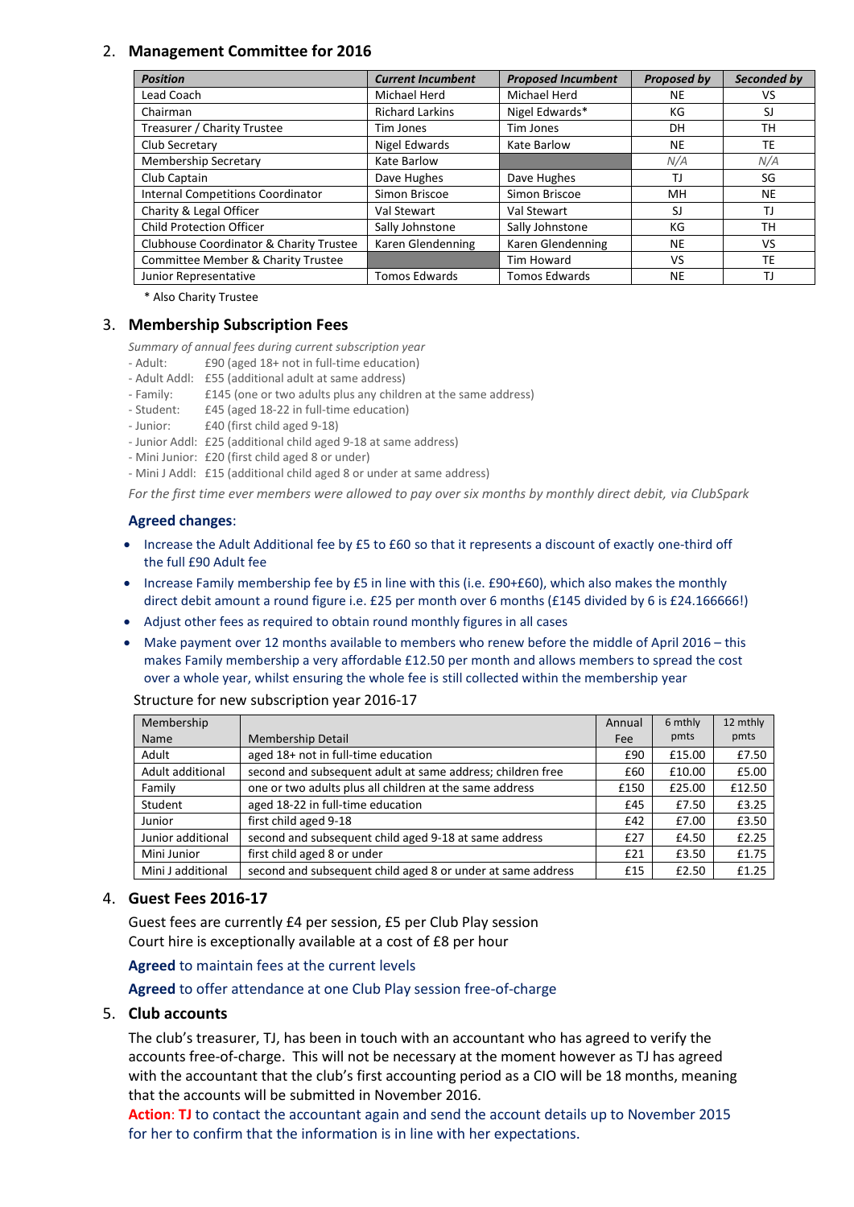## 2. Management Committee for 2016

| *Position* | *Current Incumbent* | *Proposed Incumbent* | *Proposed by* | *Seconded by* |
|---|---|---|---|---|
| Lead Coach | Michael Herd | Michael Herd | NE | VS |
| Chairman | Richard Larkins | Nigel Edwards* | KG | SJ |
| Treasurer / Charity Trustee | Tim Jones | Tim Jones | DH | TH |
| Club Secretary | Nigel Edwards | Kate Barlow | NE | TE |
| Membership Secretary | Kate Barlow | | *N/A* | *N/A* |
| Club Captain | Dave Hughes | Dave Hughes | TJ | SG |
| Internal Competitions Coordinator | Simon Briscoe | Simon Briscoe | MH | NE |
| Charity & Legal Officer | Val Stewart | Val Stewart | SJ | TJ |
| Child Protection Officer | Sally Johnstone | Sally Johnstone | KG | TH |
| Clubhouse Coordinator & Charity Trustee | Karen Glendenning | Karen Glendenning | NE | VS |
| Committee Member & Charity Trustee | | Tim Howard | VS | TE |
| Junior Representative | Tomos Edwards | Tomos Edwards | NE | TJ |

\* Also Charity Trustee

## 3. Membership Subscription Fees

*Summary of annual fees during current subscription year*

- Adult: £90 (aged 18+ not in full-time education)
- Adult Addl: £55 (additional adult at same address)
- Family: £145 (one or two adults plus any children at the same address)
- Student: £45 (aged 18-22 in full-time education)
- Junior: £40 (first child aged 9-18)
- Junior Addl: £25 (additional child aged 9-18 at same address)
- Mini Junior: £20 (first child aged 8 or under)
- Mini J Addl: £15 (additional child aged 8 or under at same address)

*For the first time ever members were allowed to pay over six months by monthly direct debit, via ClubSpark*

**Agreed changes**:

- Increase the Adult Additional fee by £5 to £60 so that it represents a discount of exactly one-third off the full £90 Adult fee
- Increase Family membership fee by £5 in line with this (i.e. £90+£60), which also makes the monthly direct debit amount a round figure i.e. £25 per month over 6 months (£145 divided by 6 is £24.166666!)
- Adjust other fees as required to obtain round monthly figures in all cases
- Make payment over 12 months available to members who renew before the middle of April 2016 – this makes Family membership a very affordable £12.50 per month and allows members to spread the cost over a whole year, whilst ensuring the whole fee is still collected within the membership year

Structure for new subscription year 2016-17

| Membership Name | Membership Detail | Annual Fee | 6 mthly pmts | 12 mthly pmts |
|---|---|---|---|---|
| Adult | aged 18+ not in full-time education | £90 | £15.00 | £7.50 |
| Adult additional | second and subsequent adult at same address; children free | £60 | £10.00 | £5.00 |
| Family | one or two adults plus all children at the same address | £150 | £25.00 | £12.50 |
| Student | aged 18-22 in full-time education | £45 | £7.50 | £3.25 |
| Junior | first child aged 9-18 | £42 | £7.00 | £3.50 |
| Junior additional | second and subsequent child aged 9-18 at same address | £27 | £4.50 | £2.25 |
| Mini Junior | first child aged 8 or under | £21 | £3.50 | £1.75 |
| Mini J additional | second and subsequent child aged 8 or under at same address | £15 | £2.50 | £1.25 |

## 4. Guest Fees 2016-17

Guest fees are currently £4 per session, £5 per Club Play session
Court hire is exceptionally available at a cost of £8 per hour

**Agreed** to maintain fees at the current levels

**Agreed** to offer attendance at one Club Play session free-of-charge

## 5. Club accounts

The club's treasurer, TJ, has been in touch with an accountant who has agreed to verify the accounts free-of-charge. This will not be necessary at the moment however as TJ has agreed with the accountant that the club's first accounting period as a CIO will be 18 months, meaning that the accounts will be submitted in November 2016.

**Action**: **TJ** to contact the accountant again and send the account details up to November 2015 for her to confirm that the information is in line with her expectations.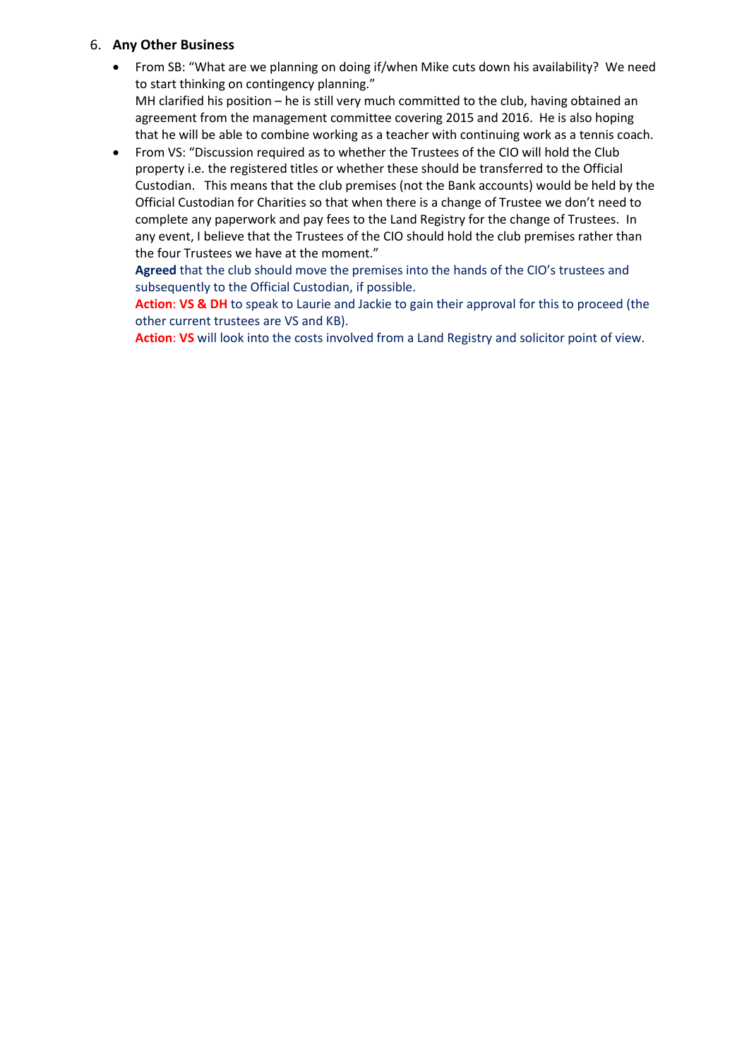6. **Any Other Business**

- From SB: "What are we planning on doing if/when Mike cuts down his availability? We need to start thinking on contingency planning."
  MH clarified his position – he is still very much committed to the club, having obtained an agreement from the management committee covering 2015 and 2016. He is also hoping that he will be able to combine working as a teacher with continuing work as a tennis coach.
- From VS: "Discussion required as to whether the Trustees of the CIO will hold the Club property i.e. the registered titles or whether these should be transferred to the Official Custodian. This means that the club premises (not the Bank accounts) would be held by the Official Custodian for Charities so that when there is a change of Trustee we don't need to complete any paperwork and pay fees to the Land Registry for the change of Trustees. In any event, I believe that the Trustees of the CIO should hold the club premises rather than the four Trustees we have at the moment."
  **Agreed** that the club should move the premises into the hands of the CIO's trustees and subsequently to the Official Custodian, if possible.
  **Action**: **VS & DH** to speak to Laurie and Jackie to gain their approval for this to proceed (the other current trustees are VS and KB).
  **Action**: **VS** will look into the costs involved from a Land Registry and solicitor point of view.